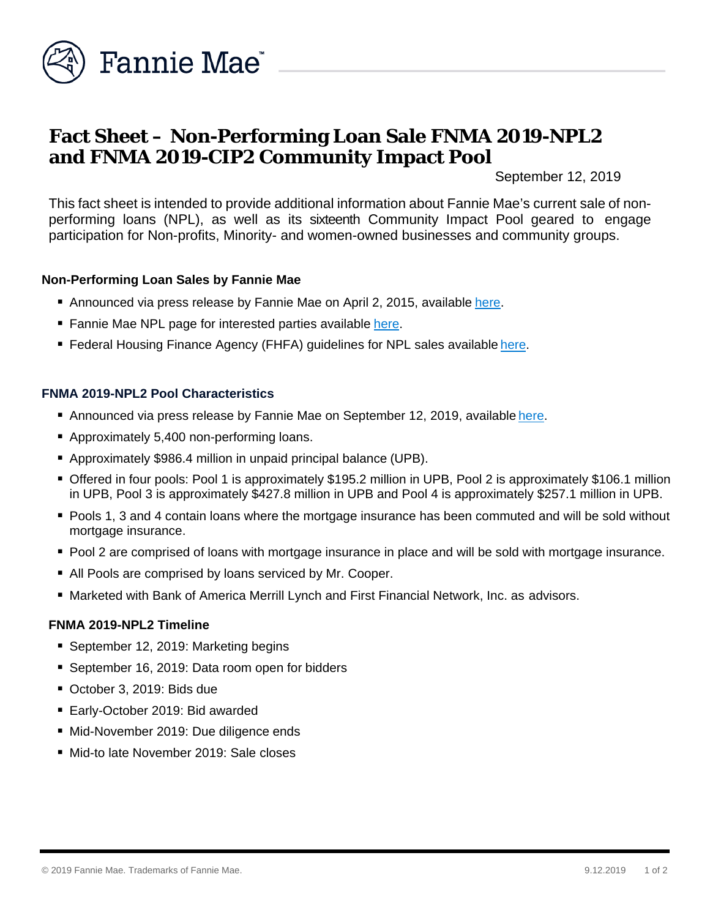# Fact Sheet – Non-Performing Loan Sale FNMA 2019-NPL2 and FNMA 2019-CIP2 Community Impact Pool

September 12, 2019

This fact sheet is intended to provide additional information about Fannie Mae's current sale of non-performing loans (NPL), as well as its sixteenth Community Impact Pool geared to engage participation for Non-profits, Minority- and women-owned businesses and community groups.

### Non-Performing Loan Sales by Fannie Mae

- Announced via press release by Fannie Mae on April 2, 2015, available here.
- Fannie Mae NPL page for interested parties available here.
- Federal Housing Finance Agency (FHFA) guidelines for NPL sales available here.

### FNMA 2019-NPL2 Pool Characteristics

- Announced via press release by Fannie Mae on September 12, 2019, available here.
- Approximately 5,400 non-performing loans.
- Approximately $986.4 million in unpaid principal balance (UPB).
- Offered in four pools: Pool 1 is approximately $195.2 million in UPB, Pool 2 is approximately $106.1 million in UPB, Pool 3 is approximately $427.8 million in UPB and Pool 4 is approximately $257.1 million in UPB.
- Pools 1, 3 and 4 contain loans where the mortgage insurance has been commuted and will be sold without mortgage insurance.
- Pool 2 are comprised of loans with mortgage insurance in place and will be sold with mortgage insurance.
- All Pools are comprised by loans serviced by Mr. Cooper.
- Marketed with Bank of America Merrill Lynch and First Financial Network, Inc. as advisors.

### FNMA 2019-NPL2 Timeline

- September 12, 2019: Marketing begins
- September 16, 2019: Data room open for bidders
- October 3, 2019: Bids due
- Early-October 2019: Bid awarded
- Mid-November 2019: Due diligence ends
- Mid-to late November 2019: Sale closes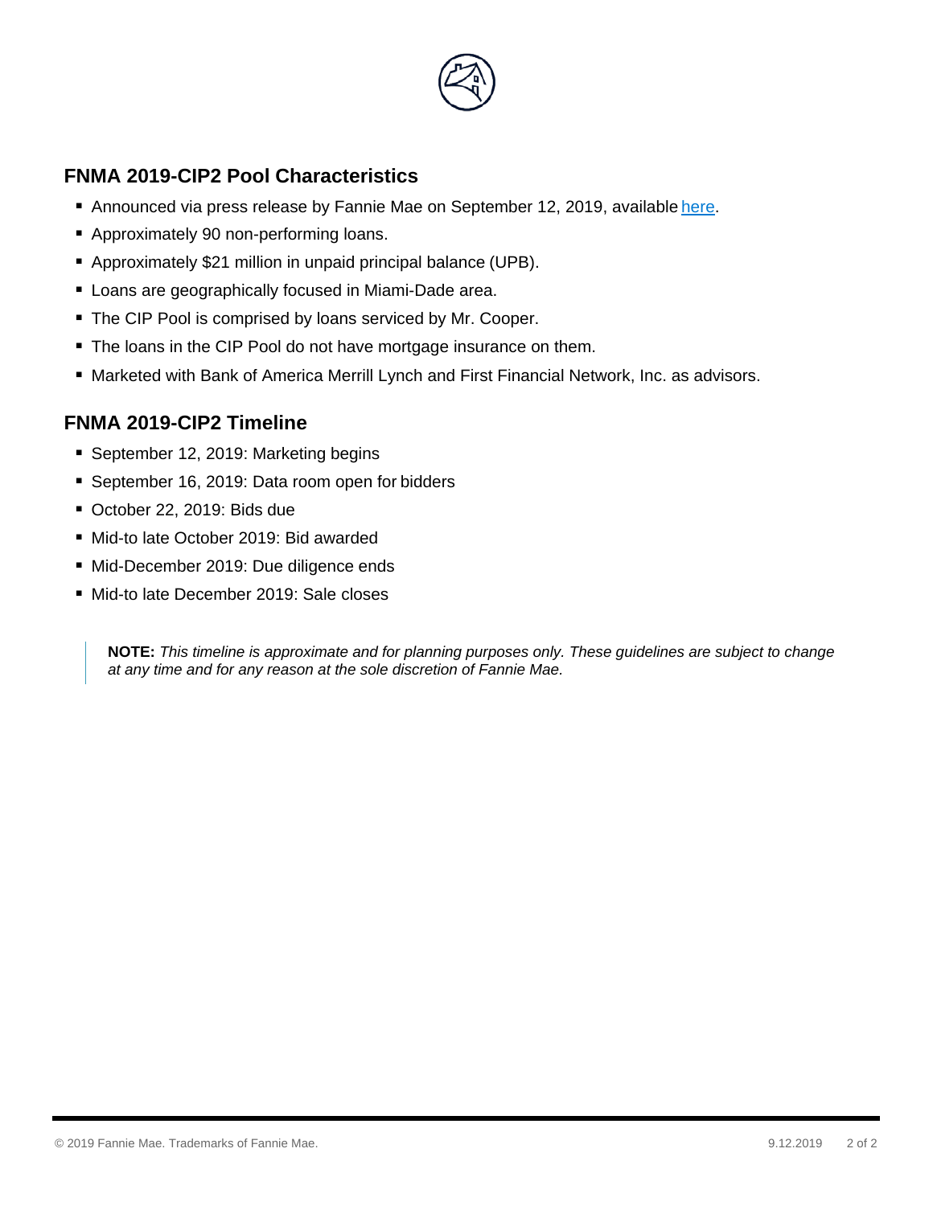## FNMA 2019-CIP2 Pool Characteristics

- Announced via press release by Fannie Mae on September 12, 2019, available here.
- Approximately 90 non-performing loans.
- Approximately $21 million in unpaid principal balance (UPB).
- Loans are geographically focused in Miami-Dade area.
- The CIP Pool is comprised by loans serviced by Mr. Cooper.
- The loans in the CIP Pool do not have mortgage insurance on them.
- Marketed with Bank of America Merrill Lynch and First Financial Network, Inc. as advisors.

## FNMA 2019-CIP2 Timeline

- September 12, 2019: Marketing begins
- September 16, 2019: Data room open for bidders
- October 22, 2019: Bids due
- Mid-to late October 2019: Bid awarded
- Mid-December 2019: Due diligence ends
- Mid-to late December 2019: Sale closes

> **NOTE:** *This timeline is approximate and for planning purposes only. These guidelines are subject to change at any time and for any reason at the sole discretion of Fannie Mae.*

© 2019 Fannie Mae. Trademarks of Fannie Mae.